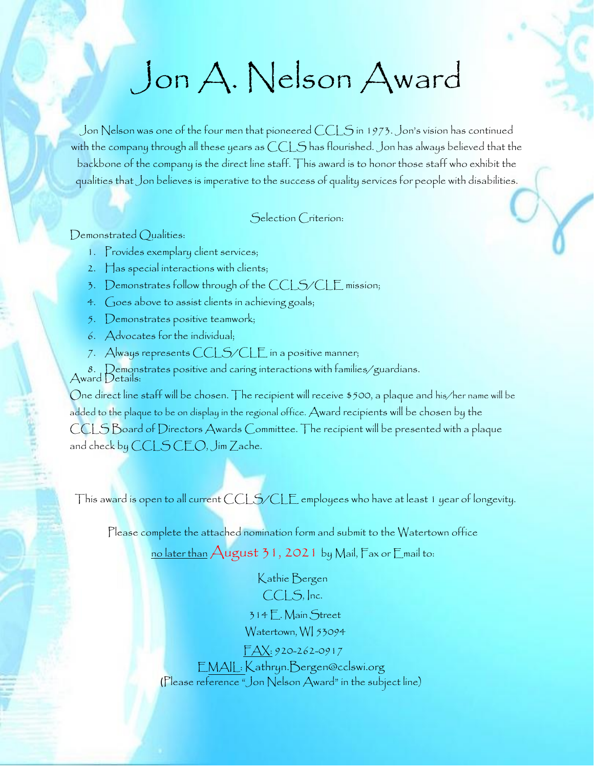# Jon A. Nelson Award

Jon Nelson was one of the four men that pioneered CCLS in 1973. Jon's vision has continued with the company through all these years as CCLS has flourished. Jon has always believed that the backbone of the company is the direct line staff. This award is to honor those staff who exhibit the qualities that Jon believes is imperative to the success of quality services for people with disabilities.

Selection Criterion:

Demonstrated Qualities:

1. Provides exemplary client services;
2. Has special interactions with clients;
3. Demonstrates follow through of the CCLS/CLE mission;
4. Goes above to assist clients in achieving goals;
5. Demonstrates positive teamwork;
6. Advocates for the individual;
7. Always represents CCLS/CLE in a positive manner;
8. Demonstrates positive and caring interactions with families/guardians.

Award Details:

One direct line staff will be chosen. The recipient will receive $500, a plaque and his/her name will be added to the plaque to be on display in the regional office. Award recipients will be chosen by the CCLS Board of Directors Awards Committee. The recipient will be presented with a plaque and check by CCLS CEO, Jim Zache.

This award is open to all current CCLS/CLE employees who have at least 1 year of longevity.

Please complete the attached nomination form and submit to the Watertown office
no later than August 31, 2021 by Mail, Fax or Email to:

Kathie Bergen
CCLS, Inc.
314 E. Main Street
Watertown, WI 53094
FAX: 920-262-0917
EMAIL: Kathryn.Bergen@cclswi.org
(Please reference "Jon Nelson Award" in the subject line)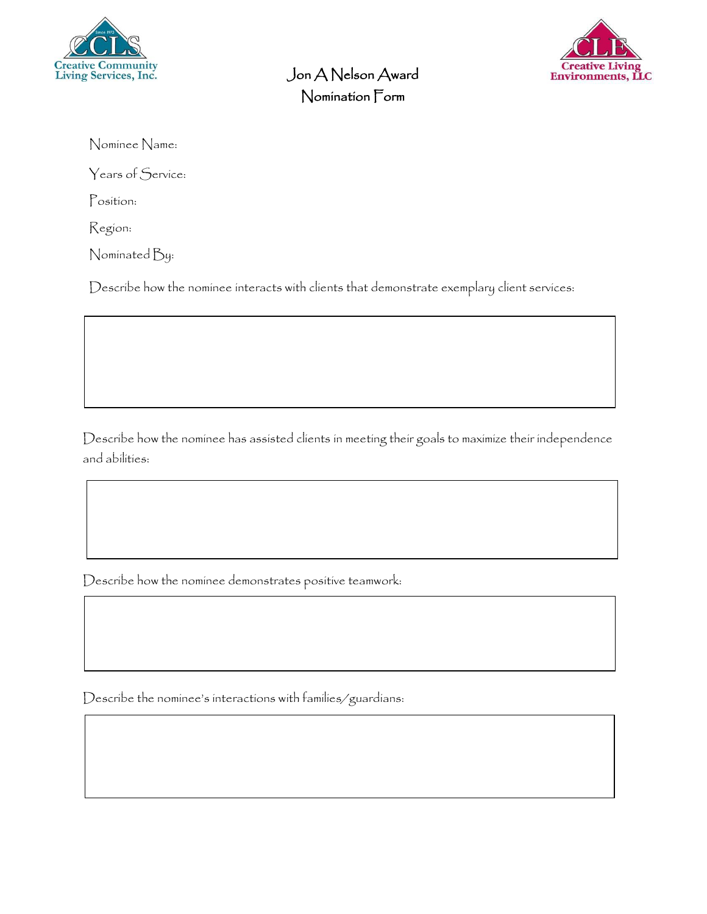Creative Community Living Services, Inc.

Creative Living Environments, LLC

# Jon A Nelson Award Nomination Form

Nominee Name:

Years of Service:

Position:

Region:

Nominated By:

Describe how the nominee interacts with clients that demonstrate exemplary client services:

Describe how the nominee has assisted clients in meeting their goals to maximize their independence and abilities:

Describe how the nominee demonstrates positive teamwork:

Describe the nominee's interactions with families/guardians: